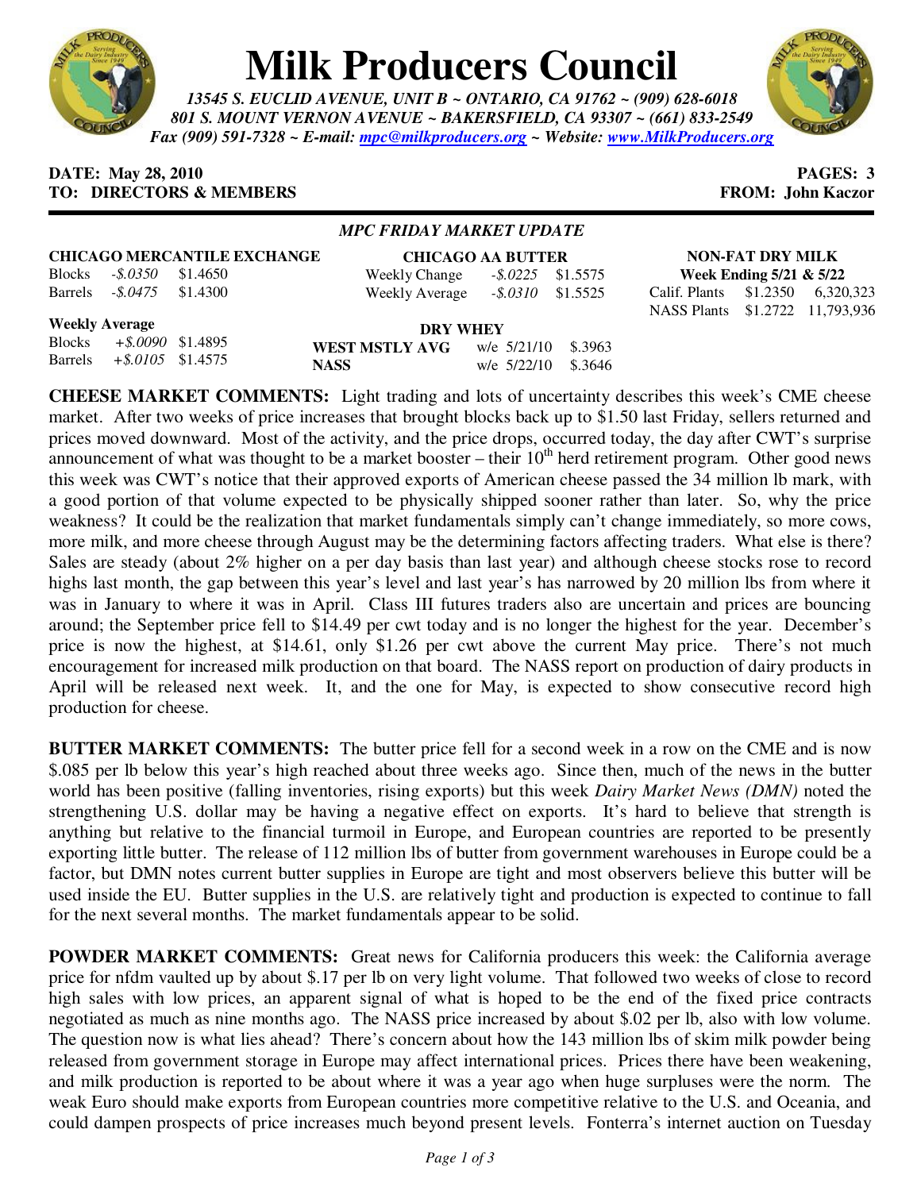# Milk Producers Council

*13545 S. EUCLID AVENUE, UNIT B ~ ONTARIO, CA 91762 ~ (909) 628-6018*
*801 S. MOUNT VERNON AVENUE ~ BAKERSFIELD, CA 93307 ~ (661) 833-2549*
*Fax (909) 591-7328 ~ E-mail: mpc@milkproducers.org ~ Website: www.MilkProducers.org*

**DATE: May 28, 2010** **PAGES: 3**
**TO: DIRECTORS & MEMBERS** **FROM: John Kaczor**

---

### *MPC FRIDAY MARKET UPDATE*

**CHICAGO MERCANTILE EXCHANGE**

| | | |
|---|---|---|
| Blocks | *-$.0350* | $1.4650 |
| Barrels | *-$.0475* | $1.4300 |

**Weekly Average**

| | | |
|---|---|---|
| Blocks | *+$.0090* | $1.4895 |
| Barrels | *+$.0105* | $1.4575 |

**CHICAGO AA BUTTER**

| | | |
|---|---|---|
| Weekly Change | *-$.0225* | $1.5575 |
| Weekly Average | *-$.0310* | $1.5525 |

**DRY WHEY**

| | | |
|---|---|---|
| **WEST MSTLY AVG** | w/e 5/21/10 | $.3963 |
| **NASS** | w/e 5/22/10 | $.3646 |

**NON-FAT DRY MILK**
**Week Ending 5/21 & 5/22**

| | | |
|---|---|---|
| Calif. Plants | $1.2350 | 6,320,323 |
| NASS Plants | $1.2722 | 11,793,936 |

**CHEESE MARKET COMMENTS:** Light trading and lots of uncertainty describes this week's CME cheese market. After two weeks of price increases that brought blocks back up to $1.50 last Friday, sellers returned and prices moved downward. Most of the activity, and the price drops, occurred today, the day after CWT's surprise announcement of what was thought to be a market booster – their 10th herd retirement program. Other good news this week was CWT's notice that their approved exports of American cheese passed the 34 million lb mark, with a good portion of that volume expected to be physically shipped sooner rather than later. So, why the price weakness? It could be the realization that market fundamentals simply can't change immediately, so more cows, more milk, and more cheese through August may be the determining factors affecting traders. What else is there? Sales are steady (about 2% higher on a per day basis than last year) and although cheese stocks rose to record highs last month, the gap between this year's level and last year's has narrowed by 20 million lbs from where it was in January to where it was in April. Class III futures traders also are uncertain and prices are bouncing around; the September price fell to $14.49 per cwt today and is no longer the highest for the year. December's price is now the highest, at $14.61, only $1.26 per cwt above the current May price. There's not much encouragement for increased milk production on that board. The NASS report on production of dairy products in April will be released next week. It, and the one for May, is expected to show consecutive record high production for cheese.

**BUTTER MARKET COMMENTS:** The butter price fell for a second week in a row on the CME and is now $.085 per lb below this year's high reached about three weeks ago. Since then, much of the news in the butter world has been positive (falling inventories, rising exports) but this week *Dairy Market News (DMN)* noted the strengthening U.S. dollar may be having a negative effect on exports. It's hard to believe that strength is anything but relative to the financial turmoil in Europe, and European countries are reported to be presently exporting little butter. The release of 112 million lbs of butter from government warehouses in Europe could be a factor, but DMN notes current butter supplies in Europe are tight and most observers believe this butter will be used inside the EU. Butter supplies in the U.S. are relatively tight and production is expected to continue to fall for the next several months. The market fundamentals appear to be solid.

**POWDER MARKET COMMENTS:** Great news for California producers this week: the California average price for nfdm vaulted up by about $.17 per lb on very light volume. That followed two weeks of close to record high sales with low prices, an apparent signal of what is hoped to be the end of the fixed price contracts negotiated as much as nine months ago. The NASS price increased by about $.02 per lb, also with low volume. The question now is what lies ahead? There's concern about how the 143 million lbs of skim milk powder being released from government storage in Europe may affect international prices. Prices there have been weakening, and milk production is reported to be about where it was a year ago when huge surpluses were the norm. The weak Euro should make exports from European countries more competitive relative to the U.S. and Oceania, and could dampen prospects of price increases much beyond present levels. Fonterra's internet auction on Tuesday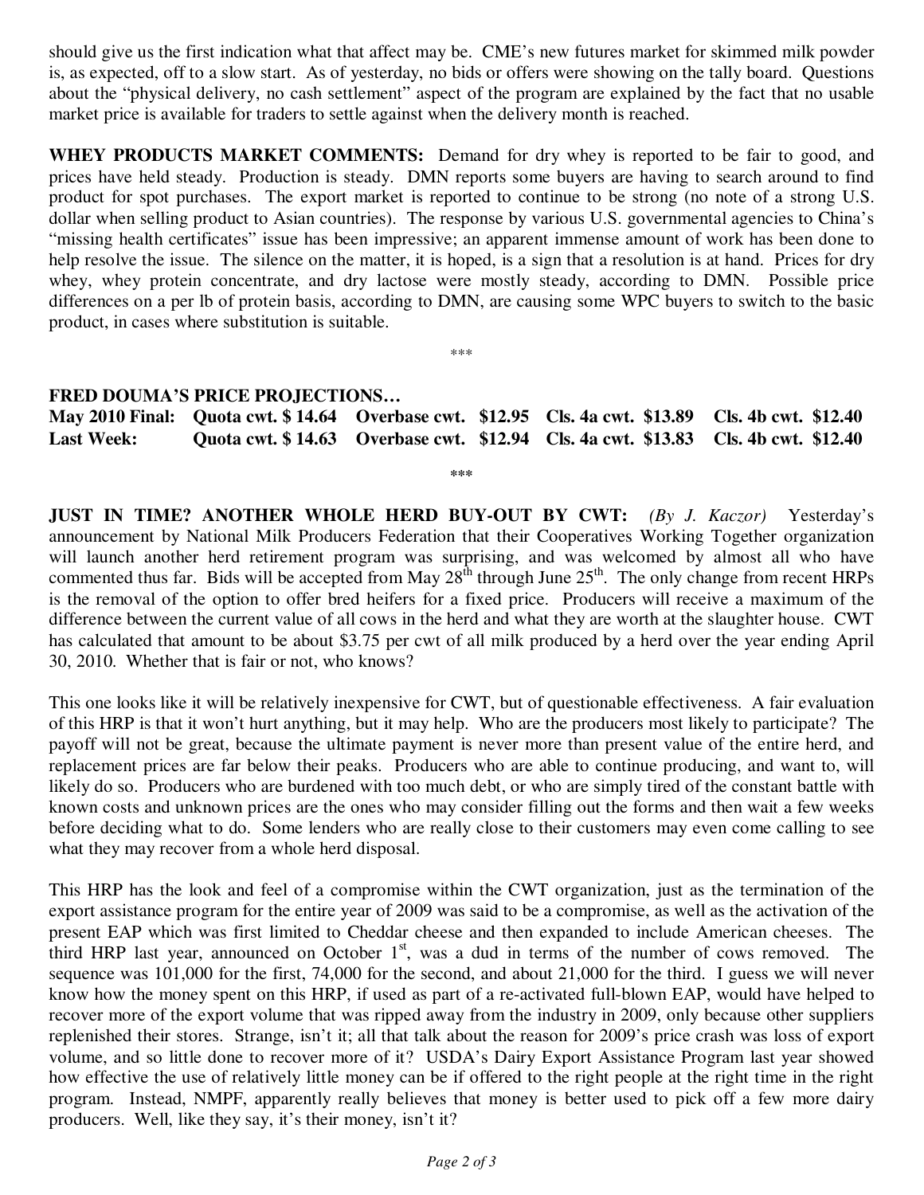should give us the first indication what that affect may be. CME's new futures market for skimmed milk powder is, as expected, off to a slow start. As of yesterday, no bids or offers were showing on the tally board. Questions about the "physical delivery, no cash settlement" aspect of the program are explained by the fact that no usable market price is available for traders to settle against when the delivery month is reached.

**WHEY PRODUCTS MARKET COMMENTS:** Demand for dry whey is reported to be fair to good, and prices have held steady. Production is steady. DMN reports some buyers are having to search around to find product for spot purchases. The export market is reported to continue to be strong (no note of a strong U.S. dollar when selling product to Asian countries). The response by various U.S. governmental agencies to China's "missing health certificates" issue has been impressive; an apparent immense amount of work has been done to help resolve the issue. The silence on the matter, it is hoped, is a sign that a resolution is at hand. Prices for dry whey, whey protein concentrate, and dry lactose were mostly steady, according to DMN. Possible price differences on a per lb of protein basis, according to DMN, are causing some WPC buyers to switch to the basic product, in cases where substitution is suitable.

\*\*\*

**FRED DOUMA'S PRICE PROJECTIONS…**

| | | | | |
|---|---|---|---|---|
| **May 2010 Final:** | **Quota cwt. $ 14.64** | **Overbase cwt. $12.95** | **Cls. 4a cwt. $13.89** | **Cls. 4b cwt. $12.40** |
| **Last Week:** | **Quota cwt. $ 14.63** | **Overbase cwt. $12.94** | **Cls. 4a cwt. $13.83** | **Cls. 4b cwt. $12.40** |

\*\*\*

**JUST IN TIME? ANOTHER WHOLE HERD BUY-OUT BY CWT:** *(By J. Kaczor)* Yesterday's announcement by National Milk Producers Federation that their Cooperatives Working Together organization will launch another herd retirement program was surprising, and was welcomed by almost all who have commented thus far. Bids will be accepted from May 28th through June 25th. The only change from recent HRPs is the removal of the option to offer bred heifers for a fixed price. Producers will receive a maximum of the difference between the current value of all cows in the herd and what they are worth at the slaughter house. CWT has calculated that amount to be about $3.75 per cwt of all milk produced by a herd over the year ending April 30, 2010. Whether that is fair or not, who knows?

This one looks like it will be relatively inexpensive for CWT, but of questionable effectiveness. A fair evaluation of this HRP is that it won't hurt anything, but it may help. Who are the producers most likely to participate? The payoff will not be great, because the ultimate payment is never more than present value of the entire herd, and replacement prices are far below their peaks. Producers who are able to continue producing, and want to, will likely do so. Producers who are burdened with too much debt, or who are simply tired of the constant battle with known costs and unknown prices are the ones who may consider filling out the forms and then wait a few weeks before deciding what to do. Some lenders who are really close to their customers may even come calling to see what they may recover from a whole herd disposal.

This HRP has the look and feel of a compromise within the CWT organization, just as the termination of the export assistance program for the entire year of 2009 was said to be a compromise, as well as the activation of the present EAP which was first limited to Cheddar cheese and then expanded to include American cheeses. The third HRP last year, announced on October 1st, was a dud in terms of the number of cows removed. The sequence was 101,000 for the first, 74,000 for the second, and about 21,000 for the third. I guess we will never know how the money spent on this HRP, if used as part of a re-activated full-blown EAP, would have helped to recover more of the export volume that was ripped away from the industry in 2009, only because other suppliers replenished their stores. Strange, isn't it; all that talk about the reason for 2009's price crash was loss of export volume, and so little done to recover more of it? USDA's Dairy Export Assistance Program last year showed how effective the use of relatively little money can be if offered to the right people at the right time in the right program. Instead, NMPF, apparently really believes that money is better used to pick off a few more dairy producers. Well, like they say, it's their money, isn't it?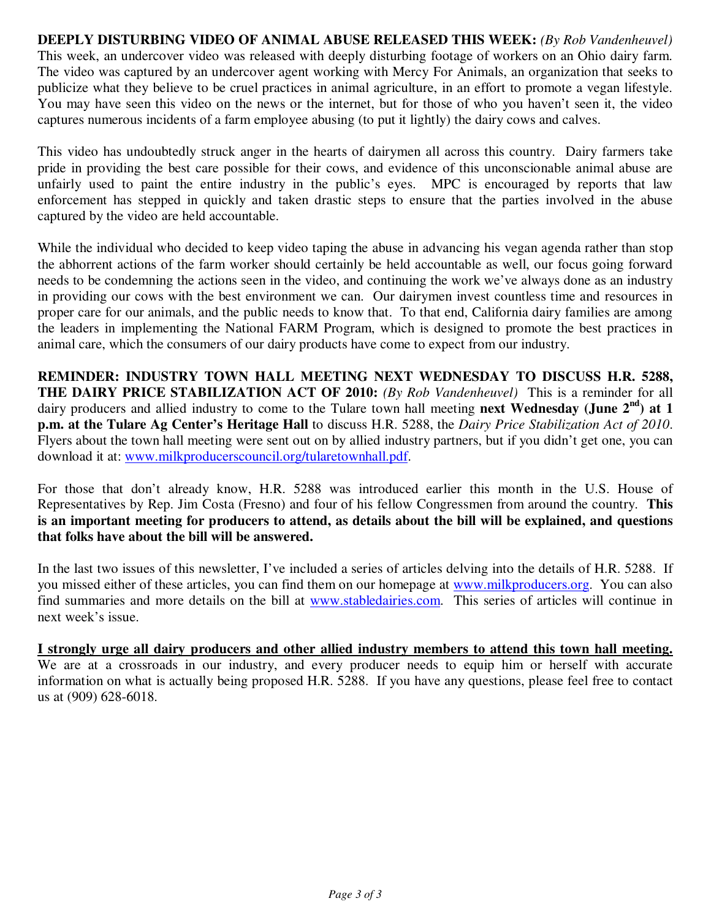**DEEPLY DISTURBING VIDEO OF ANIMAL ABUSE RELEASED THIS WEEK:** *(By Rob Vandenheuvel)* This week, an undercover video was released with deeply disturbing footage of workers on an Ohio dairy farm. The video was captured by an undercover agent working with Mercy For Animals, an organization that seeks to publicize what they believe to be cruel practices in animal agriculture, in an effort to promote a vegan lifestyle. You may have seen this video on the news or the internet, but for those of who you haven't seen it, the video captures numerous incidents of a farm employee abusing (to put it lightly) the dairy cows and calves.

This video has undoubtedly struck anger in the hearts of dairymen all across this country. Dairy farmers take pride in providing the best care possible for their cows, and evidence of this unconscionable animal abuse are unfairly used to paint the entire industry in the public's eyes. MPC is encouraged by reports that law enforcement has stepped in quickly and taken drastic steps to ensure that the parties involved in the abuse captured by the video are held accountable.

While the individual who decided to keep video taping the abuse in advancing his vegan agenda rather than stop the abhorrent actions of the farm worker should certainly be held accountable as well, our focus going forward needs to be condemning the actions seen in the video, and continuing the work we've always done as an industry in providing our cows with the best environment we can. Our dairymen invest countless time and resources in proper care for our animals, and the public needs to know that. To that end, California dairy families are among the leaders in implementing the National FARM Program, which is designed to promote the best practices in animal care, which the consumers of our dairy products have come to expect from our industry.

**REMINDER: INDUSTRY TOWN HALL MEETING NEXT WEDNESDAY TO DISCUSS H.R. 5288, THE DAIRY PRICE STABILIZATION ACT OF 2010:** *(By Rob Vandenheuvel)* This is a reminder for all dairy producers and allied industry to come to the Tulare town hall meeting **next Wednesday (June 2nd) at 1 p.m. at the Tulare Ag Center's Heritage Hall** to discuss H.R. 5288, the *Dairy Price Stabilization Act of 2010*. Flyers about the town hall meeting were sent out on by allied industry partners, but if you didn't get one, you can download it at: www.milkproducerscouncil.org/tularetownhall.pdf.

For those that don't already know, H.R. 5288 was introduced earlier this month in the U.S. House of Representatives by Rep. Jim Costa (Fresno) and four of his fellow Congressmen from around the country. **This is an important meeting for producers to attend, as details about the bill will be explained, and questions that folks have about the bill will be answered.**

In the last two issues of this newsletter, I've included a series of articles delving into the details of H.R. 5288. If you missed either of these articles, you can find them on our homepage at www.milkproducers.org. You can also find summaries and more details on the bill at www.stabledairies.com. This series of articles will continue in next week's issue.

**I strongly urge all dairy producers and other allied industry members to attend this town hall meeting.** We are at a crossroads in our industry, and every producer needs to equip him or herself with accurate information on what is actually being proposed H.R. 5288. If you have any questions, please feel free to contact us at (909) 628-6018.